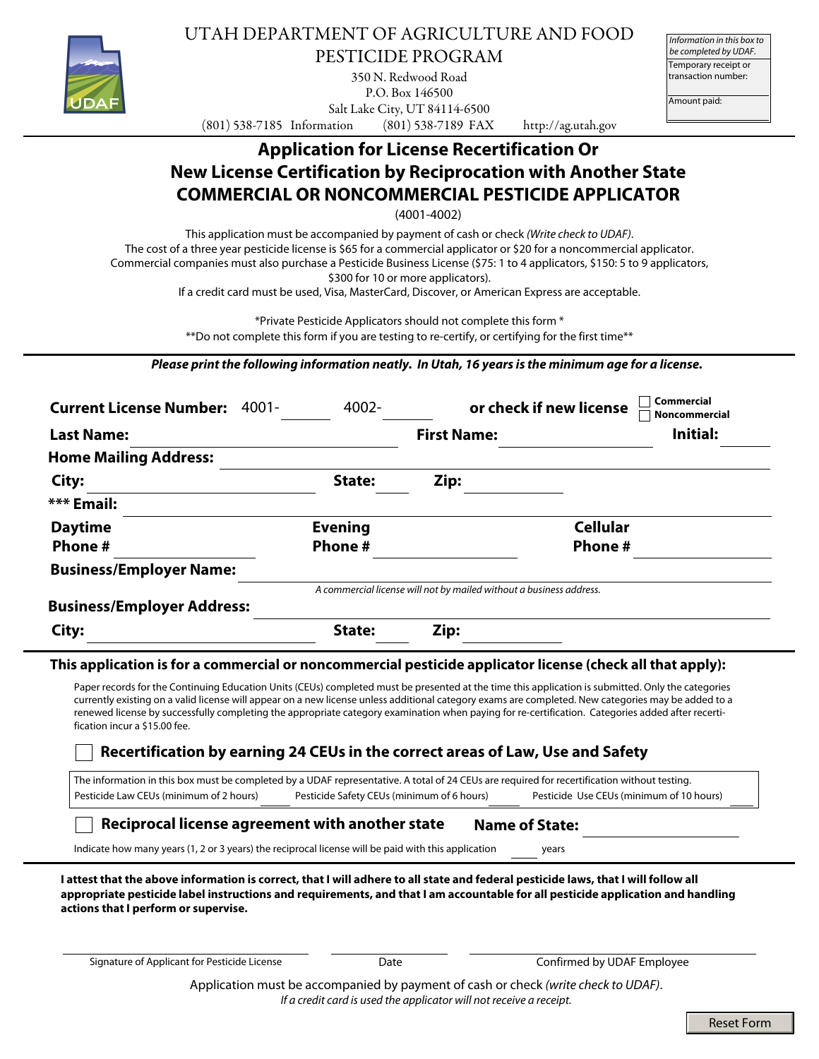UTAH DEPARTMENT OF AGRICULTURE AND FOOD
PESTICIDE PROGRAM
350 N. Redwood Road
P.O. Box 146500
Salt Lake City, UT 84114-6500
(801) 538-7185 Information (801) 538-7189 FAX http://ag.utah.gov

*Information in this box to be completed by UDAF.*
Temporary receipt or transaction number:
Amount paid:

# Application for License Recertification Or New License Certification by Reciprocation with Another State
## COMMERCIAL OR NONCOMMERCIAL PESTICIDE APPLICATOR

(4001-4002)

This application must be accompanied by payment of cash or check *(Write check to UDAF)*.
The cost of a three year pesticide license is $65 for a commercial applicator or $20 for a noncommercial applicator.
Commercial companies must also purchase a Pesticide Business License ($75: 1 to 4 applicators, $150: 5 to 9 applicators, $300 for 10 or more applicators).
If a credit card must be used, Visa, MasterCard, Discover, or American Express are acceptable.

*Private Pesticide Applicators should not complete this form *
**Do not complete this form if you are testing to re-certify, or certifying for the first time**

***Please print the following information neatly. In Utah, 16 years is the minimum age for a license.***

**Current License Number:** 4001-\_\_\_\_\_\_ 4002-\_\_\_\_\_\_ **or check if new license** ☐ Commercial ☐ Noncommercial

**Last Name:** \_\_\_\_\_\_ **First Name:** \_\_\_\_\_\_ **Initial:** \_\_\_\_\_\_

**Home Mailing Address:** \_\_\_\_\_\_

**City:** \_\_\_\_\_\_ **State:** \_\_\_\_\_\_ **Zip:** \_\_\_\_\_\_

***** Email:** \_\_\_\_\_\_

**Daytime Phone #** \_\_\_\_\_\_ **Evening Phone #** \_\_\_\_\_\_ **Cellular Phone #** \_\_\_\_\_\_

**Business/Employer Name:** \_\_\_\_\_\_

*A commercial license will not by mailed without a business address.*

**Business/Employer Address:** \_\_\_\_\_\_

**City:** \_\_\_\_\_\_ **State:** \_\_\_\_\_\_ **Zip:** \_\_\_\_\_\_

**This application is for a commercial or noncommercial pesticide applicator license (check all that apply):**

Paper records for the Continuing Education Units (CEUs) completed must be presented at the time this application is submitted. Only the categories currently existing on a valid license will appear on a new license unless additional category exams are completed. New categories may be added to a renewed license by successfully completing the appropriate category examination when paying for re-certification. Categories added after recertification incur a $15.00 fee.

☐ **Recertification by earning 24 CEUs in the correct areas of Law, Use and Safety**

The information in this box must be completed by a UDAF representative. A total of 24 CEUs are required for recertification without testing.
Pesticide Law CEUs (minimum of 2 hours) \_\_\_\_\_\_ Pesticide Safety CEUs (minimum of 6 hours) \_\_\_\_\_\_ Pesticide Use CEUs (minimum of 10 hours) \_\_\_\_\_\_

☐ **Reciprocal license agreement with another state** **Name of State:** \_\_\_\_\_\_

Indicate how many years (1, 2 or 3 years) the reciprocal license will be paid with this application \_\_\_\_\_\_ years

**I attest that the above information is correct, that I will adhere to all state and federal pesticide laws, that I will follow all appropriate pesticide label instructions and requirements, and that I am accountable for all pesticide application and handling actions that I perform or supervise.**

\_\_\_\_\_\_ Signature of Applicant for Pesticide License    \_\_\_\_\_\_ Date    \_\_\_\_\_\_ Confirmed by UDAF Employee

Application must be accompanied by payment of cash or check *(write check to UDAF)*.
*If a credit card is used the applicator will not receive a receipt.*

Reset Form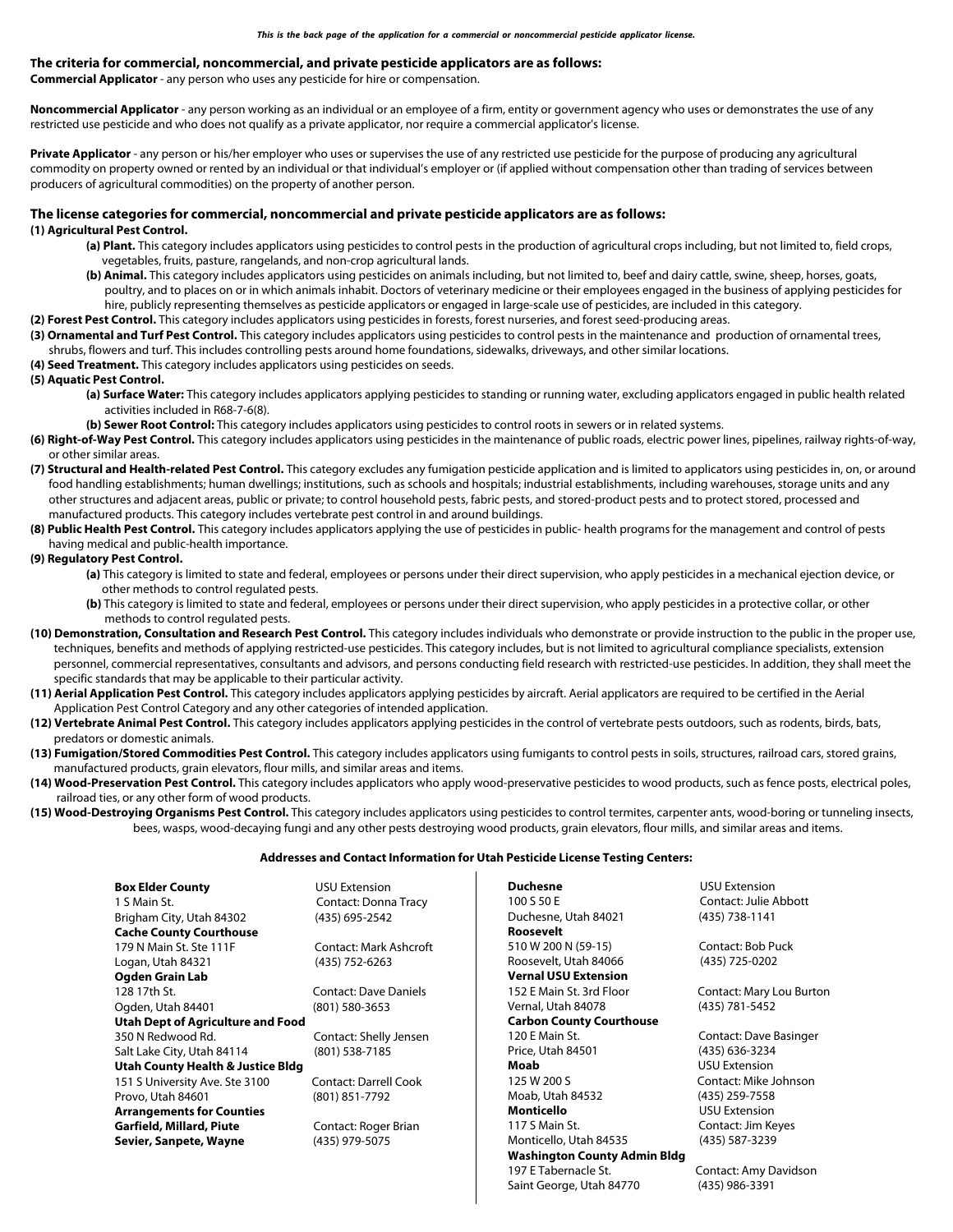*This is the back page of the application for a commercial or noncommercial pesticide applicator license.*

## The criteria for commercial, noncommercial, and private pesticide applicators are as follows:

**Commercial Applicator** - any person who uses any pesticide for hire or compensation.

**Noncommercial Applicator** - any person working as an individual or an employee of a firm, entity or government agency who uses or demonstrates the use of any restricted use pesticide and who does not qualify as a private applicator, nor require a commercial applicator's license.

**Private Applicator** - any person or his/her employer who uses or supervises the use of any restricted use pesticide for the purpose of producing any agricultural commodity on property owned or rented by an individual or that individual's employer or (if applied without compensation other than trading of services between producers of agricultural commodities) on the property of another person.

## The license categories for commercial, noncommercial and private pesticide applicators are as follows:

**(1) Agricultural Pest Control.**

- **(a) Plant.** This category includes applicators using pesticides to control pests in the production of agricultural crops including, but not limited to, field crops, vegetables, fruits, pasture, rangelands, and non-crop agricultural lands.
- **(b) Animal.** This category includes applicators using pesticides on animals including, but not limited to, beef and dairy cattle, swine, sheep, horses, goats, poultry, and to places on or in which animals inhabit. Doctors of veterinary medicine or their employees engaged in the business of applying pesticides for hire, publicly representing themselves as pesticide applicators or engaged in large-scale use of pesticides, are included in this category.

**(2) Forest Pest Control.** This category includes applicators using pesticides in forests, forest nurseries, and forest seed-producing areas.

**(3) Ornamental and Turf Pest Control.** This category includes applicators using pesticides to control pests in the maintenance and production of ornamental trees, shrubs, flowers and turf. This includes controlling pests around home foundations, sidewalks, driveways, and other similar locations.

**(4) Seed Treatment.** This category includes applicators using pesticides on seeds.

**(5) Aquatic Pest Control.**

- **(a) Surface Water:** This category includes applicators applying pesticides to standing or running water, excluding applicators engaged in public health related activities included in R68-7-6(8).
- **(b) Sewer Root Control:** This category includes applicators using pesticides to control roots in sewers or in related systems.

**(6) Right-of-Way Pest Control.** This category includes applicators using pesticides in the maintenance of public roads, electric power lines, pipelines, railway rights-of-way, or other similar areas.

**(7) Structural and Health-related Pest Control.** This category excludes any fumigation pesticide application and is limited to applicators using pesticides in, on, or around food handling establishments; human dwellings; institutions, such as schools and hospitals; industrial establishments, including warehouses, storage units and any other structures and adjacent areas, public or private; to control household pests, fabric pests, and stored-product pests and to protect stored, processed and manufactured products. This category includes vertebrate pest control in and around buildings.

**(8) Public Health Pest Control.** This category includes applicators applying the use of pesticides in public- health programs for the management and control of pests having medical and public-health importance.

**(9) Regulatory Pest Control.**

- **(a)** This category is limited to state and federal, employees or persons under their direct supervision, who apply pesticides in a mechanical ejection device, or other methods to control regulated pests.
- **(b)** This category is limited to state and federal, employees or persons under their direct supervision, who apply pesticides in a protective collar, or other methods to control regulated pests.

**(10) Demonstration, Consultation and Research Pest Control.** This category includes individuals who demonstrate or provide instruction to the public in the proper use, techniques, benefits and methods of applying restricted-use pesticides. This category includes, but is not limited to agricultural compliance specialists, extension personnel, commercial representatives, consultants and advisors, and persons conducting field research with restricted-use pesticides. In addition, they shall meet the specific standards that may be applicable to their particular activity.

**(11) Aerial Application Pest Control.** This category includes applicators applying pesticides by aircraft. Aerial applicators are required to be certified in the Aerial Application Pest Control Category and any other categories of intended application.

**(12) Vertebrate Animal Pest Control.** This category includes applicators applying pesticides in the control of vertebrate pests outdoors, such as rodents, birds, bats, predators or domestic animals.

**(13) Fumigation/Stored Commodities Pest Control.** This category includes applicators using fumigants to control pests in soils, structures, railroad cars, stored grains, manufactured products, grain elevators, flour mills, and similar areas and items.

**(14) Wood-Preservation Pest Control.** This category includes applicators who apply wood-preservative pesticides to wood products, such as fence posts, electrical poles, railroad ties, or any other form of wood products.

**(15) Wood-Destroying Organisms Pest Control.** This category includes applicators using pesticides to control termites, carpenter ants, wood-boring or tunneling insects, bees, wasps, wood-decaying fungi and any other pests destroying wood products, grain elevators, flour mills, and similar areas and items.

### Addresses and Contact Information for Utah Pesticide License Testing Centers:

**Box Elder County**
1 S Main St.
Brigham City, Utah 84302
USU Extension
Contact: Donna Tracy
(435) 695-2542

**Cache County Courthouse**
179 N Main St. Ste 111F
Logan, Utah 84321
Contact: Mark Ashcroft
(435) 752-6263

**Ogden Grain Lab**
128 17th St.
Ogden, Utah 84401
Contact: Dave Daniels
(801) 580-3653

**Utah Dept of Agriculture and Food**
350 N Redwood Rd.
Salt Lake City, Utah 84114
Contact: Shelly Jensen
(801) 538-7185

**Utah County Health & Justice Bldg**
151 S University Ave. Ste 3100
Provo, Utah 84601
Contact: Darrell Cook
(801) 851-7792

**Arrangements for Counties**
**Garfield, Millard, Piute**
**Sevier, Sanpete, Wayne**
Contact: Roger Brian
(435) 979-5075

**Duchesne**
100 S 50 E
Duchesne, Utah 84021
USU Extension
Contact: Julie Abbott
(435) 738-1141

**Roosevelt**
510 W 200 N (59-15)
Roosevelt, Utah 84066
Contact: Bob Puck
(435) 725-0202

**Vernal USU Extension**
152 E Main St. 3rd Floor
Vernal, Utah 84078
Contact: Mary Lou Burton
(435) 781-5452

**Carbon County Courthouse**
120 E Main St.
Price, Utah 84501
Contact: Dave Basinger
(435) 636-3234

**Moab**
125 W 200 S
Moab, Utah 84532
USU Extension
Contact: Mike Johnson
(435) 259-7558

**Monticello**
117 S Main St.
Monticello, Utah 84535
USU Extension
Contact: Jim Keyes
(435) 587-3239

**Washington County Admin Bldg**
197 E Tabernacle St.
Saint George, Utah 84770
Contact: Amy Davidson
(435) 986-3391